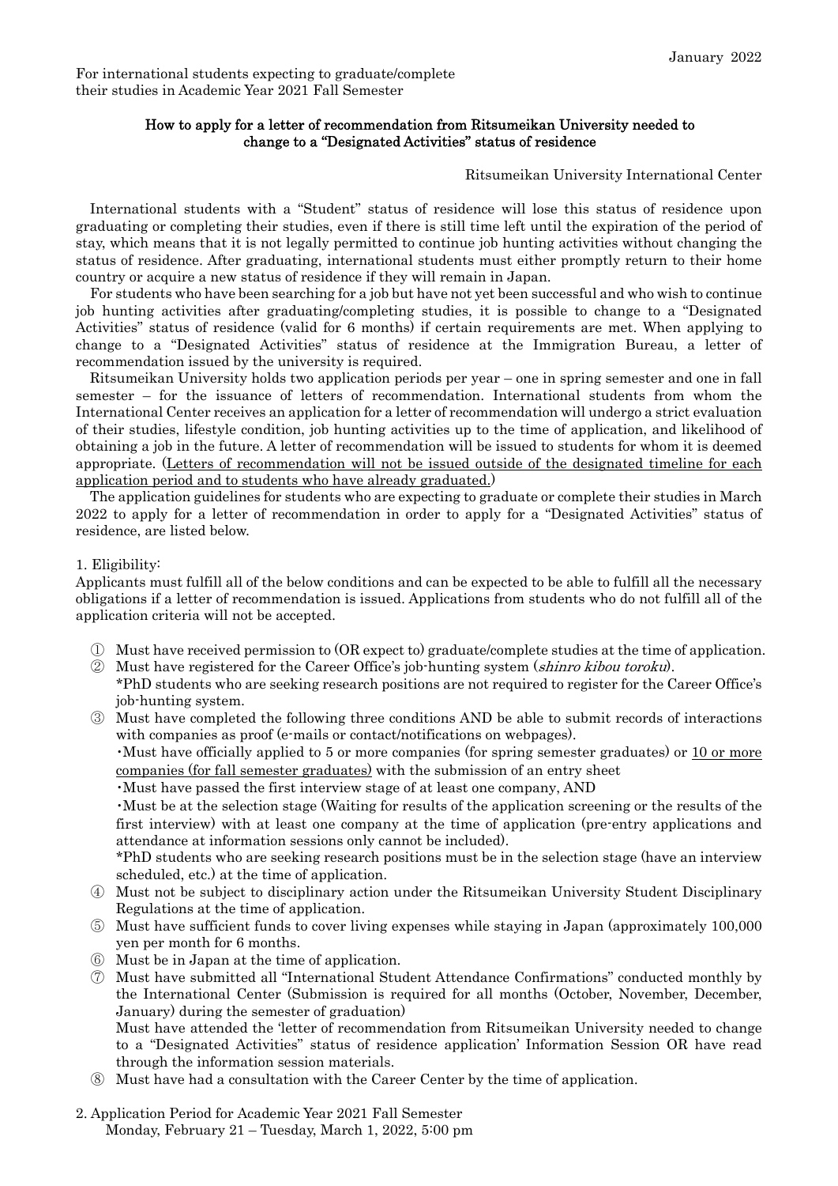January 2022

For international students expecting to graduate/complete their studies in Academic Year 2021 Fall Semester

# How to apply for a letter of recommendation from Ritsumeikan University needed to change to a "Designated Activities" status of residence

Ritsumeikan University International Center

International students with a "Student" status of residence will lose this status of residence upon graduating or completing their studies, even if there is still time left until the expiration of the period of stay, which means that it is not legally permitted to continue job hunting activities without changing the status of residence. After graduating, international students must either promptly return to their home country or acquire a new status of residence if they will remain in Japan.

For students who have been searching for a job but have not yet been successful and who wish to continue job hunting activities after graduating/completing studies, it is possible to change to a "Designated Activities" status of residence (valid for 6 months) if certain requirements are met. When applying to change to a "Designated Activities" status of residence at the Immigration Bureau, a letter of recommendation issued by the university is required.

Ritsumeikan University holds two application periods per year – one in spring semester and one in fall semester – for the issuance of letters of recommendation. International students from whom the International Center receives an application for a letter of recommendation will undergo a strict evaluation of their studies, lifestyle condition, job hunting activities up to the time of application, and likelihood of obtaining a job in the future. A letter of recommendation will be issued to students for whom it is deemed appropriate. (<u>Letters of recommendation will not be issued outside of the designated timeline for each application period and to students who have already graduated.</u>)

The application guidelines for students who are expecting to graduate or complete their studies in March 2022 to apply for a letter of recommendation in order to apply for a "Designated Activities" status of residence, are listed below.

## 1. Eligibility:

Applicants must fulfill all of the below conditions and can be expected to be able to fulfill all the necessary obligations if a letter of recommendation is issued. Applications from students who do not fulfill all of the application criteria will not be accepted.

① Must have received permission to (OR expect to) graduate/complete studies at the time of application.

② Must have registered for the Career Office's job-hunting system (*shinro kibou toroku*).
\*PhD students who are seeking research positions are not required to register for the Career Office's job-hunting system.

③ Must have completed the following three conditions AND be able to submit records of interactions with companies as proof (e-mails or contact/notifications on webpages).
・Must have officially applied to 5 or more companies (for spring semester graduates) or <u>10 or more companies (for fall semester graduates)</u> with the submission of an entry sheet
・Must have passed the first interview stage of at least one company, AND
・Must be at the selection stage (Waiting for results of the application screening or the results of the first interview) with at least one company at the time of application (pre-entry applications and attendance at information sessions only cannot be included).
\*PhD students who are seeking research positions must be in the selection stage (have an interview scheduled, etc.) at the time of application.

④ Must not be subject to disciplinary action under the Ritsumeikan University Student Disciplinary Regulations at the time of application.

⑤ Must have sufficient funds to cover living expenses while staying in Japan (approximately 100,000 yen per month for 6 months.

⑥ Must be in Japan at the time of application.

⑦ Must have submitted all "International Student Attendance Confirmations" conducted monthly by the International Center (Submission is required for all months (October, November, December, January) during the semester of graduation)
Must have attended the 'letter of recommendation from Ritsumeikan University needed to change to a "Designated Activities" status of residence application' Information Session OR have read through the information session materials.

⑧ Must have had a consultation with the Career Center by the time of application.

## 2. Application Period for Academic Year 2021 Fall Semester

Monday, February 21 – Tuesday, March 1, 2022, 5:00 pm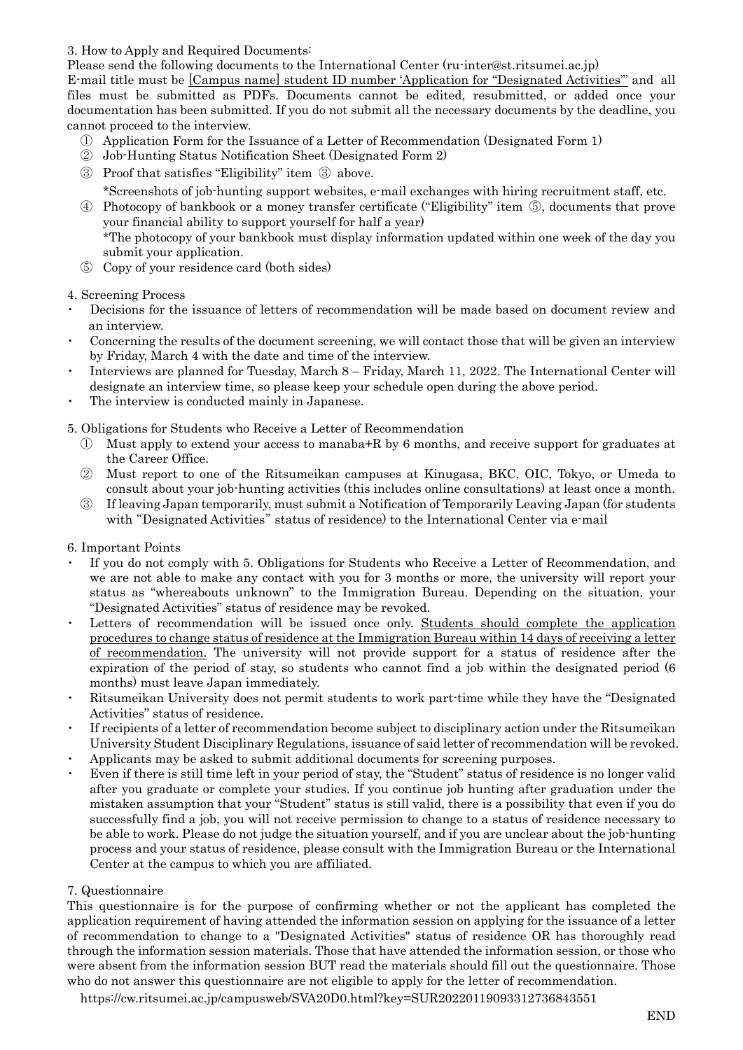3. How to Apply and Required Documents:

Please send the following documents to the International Center (ru-inter@st.ritsumei.ac.jp)

E-mail title must be [Campus name] student ID number 'Application for "Designated Activities"' and all files must be submitted as PDFs. Documents cannot be edited, resubmitted, or added once your documentation has been submitted. If you do not submit all the necessary documents by the deadline, you cannot proceed to the interview.

① Application Form for the Issuance of a Letter of Recommendation (Designated Form 1)

② Job-Hunting Status Notification Sheet (Designated Form 2)

③ Proof that satisfies "Eligibility" item ③ above.
*Screenshots of job-hunting support websites, e-mail exchanges with hiring recruitment staff, etc.

④ Photocopy of bankbook or a money transfer certificate ("Eligibility" item ⑤, documents that prove your financial ability to support yourself for half a year)
*The photocopy of your bankbook must display information updated within one week of the day you submit your application.

⑤ Copy of your residence card (both sides)

4. Screening Process

- Decisions for the issuance of letters of recommendation will be made based on document review and an interview.
- Concerning the results of the document screening, we will contact those that will be given an interview by Friday, March 4 with the date and time of the interview.
- Interviews are planned for Tuesday, March 8 – Friday, March 11, 2022. The International Center will designate an interview time, so please keep your schedule open during the above period.
- The interview is conducted mainly in Japanese.

5. Obligations for Students who Receive a Letter of Recommendation

① Must apply to extend your access to manaba+R by 6 months, and receive support for graduates at the Career Office.

② Must report to one of the Ritsumeikan campuses at Kinugasa, BKC, OIC, Tokyo, or Umeda to consult about your job-hunting activities (this includes online consultations) at least once a month.

③ If leaving Japan temporarily, must submit a Notification of Temporarily Leaving Japan (for students with "Designated Activities" status of residence) to the International Center via e-mail

6. Important Points

- If you do not comply with 5. Obligations for Students who Receive a Letter of Recommendation, and we are not able to make any contact with you for 3 months or more, the university will report your status as "whereabouts unknown" to the Immigration Bureau. Depending on the situation, your "Designated Activities" status of residence may be revoked.
- Letters of recommendation will be issued once only. Students should complete the application procedures to change status of residence at the Immigration Bureau within 14 days of receiving a letter of recommendation. The university will not provide support for a status of residence after the expiration of the period of stay, so students who cannot find a job within the designated period (6 months) must leave Japan immediately.
- Ritsumeikan University does not permit students to work part-time while they have the "Designated Activities" status of residence.
- If recipients of a letter of recommendation become subject to disciplinary action under the Ritsumeikan University Student Disciplinary Regulations, issuance of said letter of recommendation will be revoked.
- Applicants may be asked to submit additional documents for screening purposes.
- Even if there is still time left in your period of stay, the "Student" status of residence is no longer valid after you graduate or complete your studies. If you continue job hunting after graduation under the mistaken assumption that your "Student" status is still valid, there is a possibility that even if you do successfully find a job, you will not receive permission to change to a status of residence necessary to be able to work. Please do not judge the situation yourself, and if you are unclear about the job-hunting process and your status of residence, please consult with the Immigration Bureau or the International Center at the campus to which you are affiliated.

7. Questionnaire

This questionnaire is for the purpose of confirming whether or not the applicant has completed the application requirement of having attended the information session on applying for the issuance of a letter of recommendation to change to a "Designated Activities" status of residence OR has thoroughly read through the information session materials. Those that have attended the information session, or those who were absent from the information session BUT read the materials should fill out the questionnaire. Those who do not answer this questionnaire are not eligible to apply for the letter of recommendation.

https://cw.ritsumei.ac.jp/campusweb/SVA20D0.html?key=SUR20220119093312736843551

END